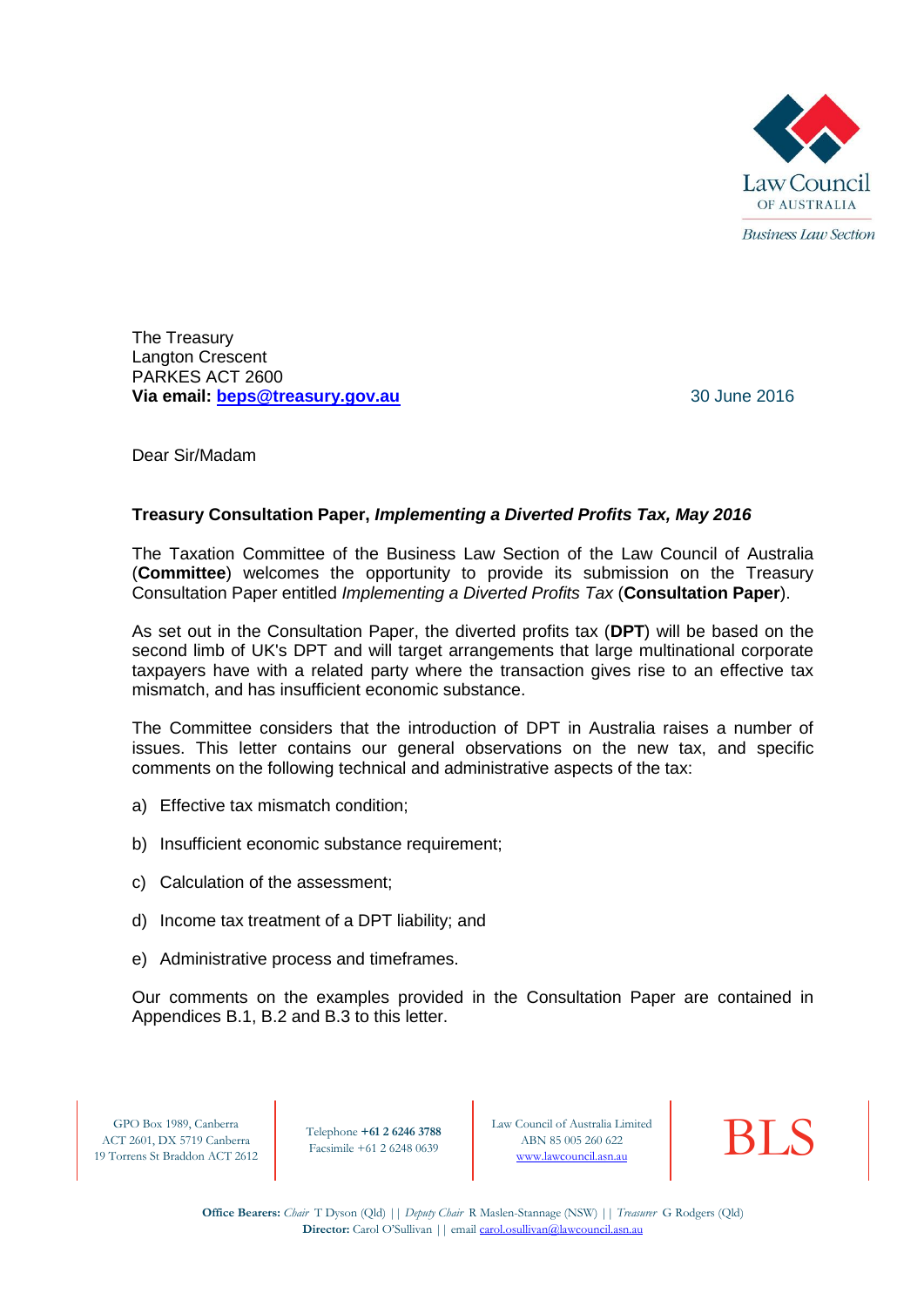Law Council OF AUSTRALIA

*Business Law Section*

The Treasury
Langton Crescent
PARKES ACT 2600
**Via email: beps@treasury.gov.au**

30 June 2016

Dear Sir/Madam

**Treasury Consultation Paper, *Implementing a Diverted Profits Tax, May 2016***

The Taxation Committee of the Business Law Section of the Law Council of Australia (**Committee**) welcomes the opportunity to provide its submission on the Treasury Consultation Paper entitled *Implementing a Diverted Profits Tax* (**Consultation Paper**).

As set out in the Consultation Paper, the diverted profits tax (**DPT**) will be based on the second limb of UK's DPT and will target arrangements that large multinational corporate taxpayers have with a related party where the transaction gives rise to an effective tax mismatch, and has insufficient economic substance.

The Committee considers that the introduction of DPT in Australia raises a number of issues. This letter contains our general observations on the new tax, and specific comments on the following technical and administrative aspects of the tax:

a) Effective tax mismatch condition;

b) Insufficient economic substance requirement;

c) Calculation of the assessment;

d) Income tax treatment of a DPT liability; and

e) Administrative process and timeframes.

Our comments on the examples provided in the Consultation Paper are contained in Appendices B.1, B.2 and B.3 to this letter.

GPO Box 1989, Canberra ACT 2601, DX 5719 Canberra 19 Torrens St Braddon ACT 2612 | Telephone **+61 2 6246 3788** Facsimile +61 2 6248 0639 | Law Council of Australia Limited ABN 85 005 260 622 www.lawcouncil.asn.au | BLS

**Office Bearers:** *Chair* T Dyson (Qld) || *Deputy Chair* R Maslen-Stannage (NSW) || *Treasurer* G Rodgers (Qld)
**Director:** Carol O'Sullivan || email carol.osullivan@lawcouncil.asn.au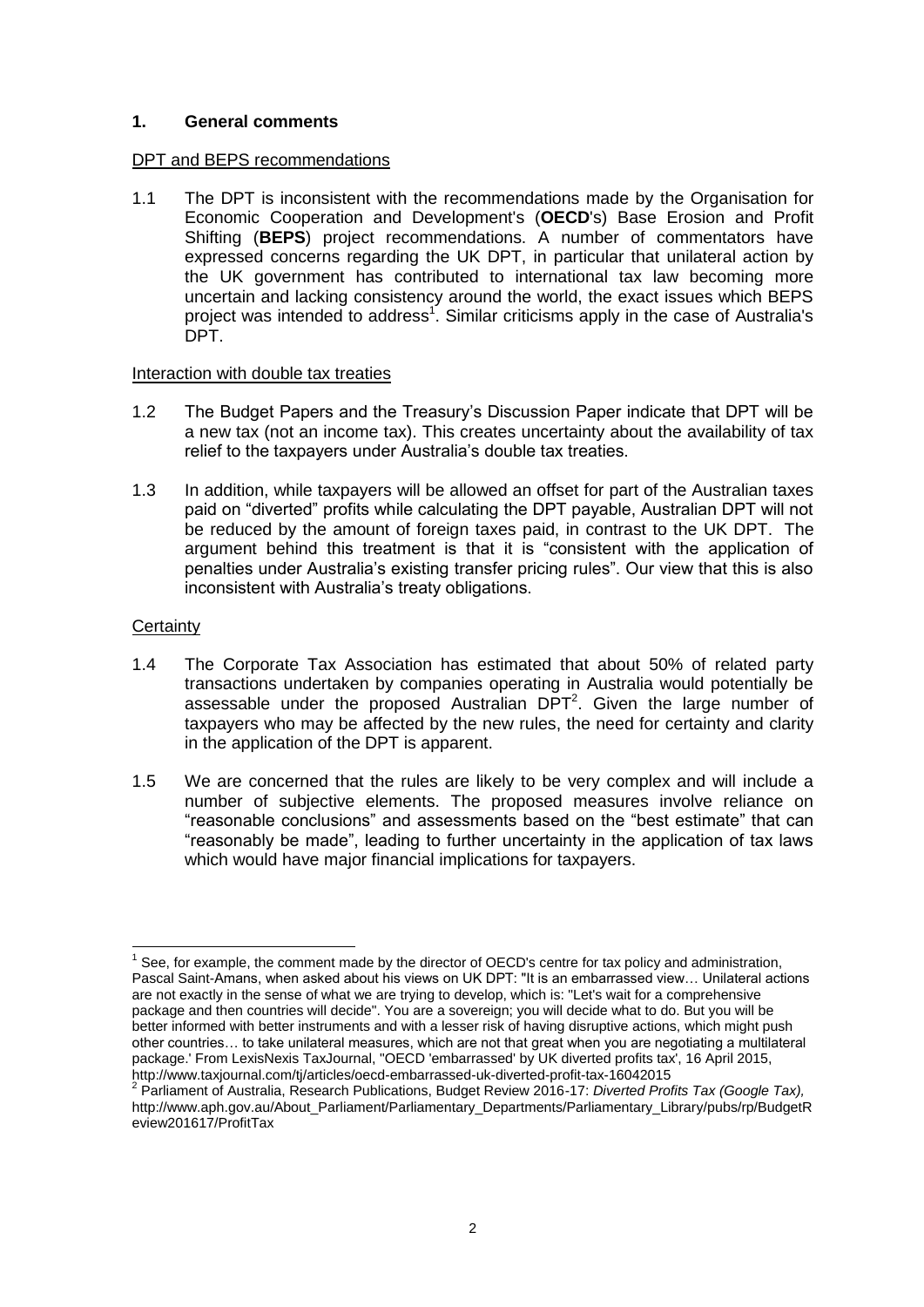## 1. General comments

DPT and BEPS recommendations

1.1 The DPT is inconsistent with the recommendations made by the Organisation for Economic Cooperation and Development's (**OECD**'s) Base Erosion and Profit Shifting (**BEPS**) project recommendations. A number of commentators have expressed concerns regarding the UK DPT, in particular that unilateral action by the UK government has contributed to international tax law becoming more uncertain and lacking consistency around the world, the exact issues which BEPS project was intended to address[1]. Similar criticisms apply in the case of Australia's DPT.

Interaction with double tax treaties

1.2 The Budget Papers and the Treasury's Discussion Paper indicate that DPT will be a new tax (not an income tax). This creates uncertainty about the availability of tax relief to the taxpayers under Australia's double tax treaties.

1.3 In addition, while taxpayers will be allowed an offset for part of the Australian taxes paid on "diverted" profits while calculating the DPT payable, Australian DPT will not be reduced by the amount of foreign taxes paid, in contrast to the UK DPT. The argument behind this treatment is that it is "consistent with the application of penalties under Australia's existing transfer pricing rules". Our view that this is also inconsistent with Australia's treaty obligations.

Certainty

1.4 The Corporate Tax Association has estimated that about 50% of related party transactions undertaken by companies operating in Australia would potentially be assessable under the proposed Australian DPT[2]. Given the large number of taxpayers who may be affected by the new rules, the need for certainty and clarity in the application of the DPT is apparent.

1.5 We are concerned that the rules are likely to be very complex and will include a number of subjective elements. The proposed measures involve reliance on "reasonable conclusions" and assessments based on the "best estimate" that can "reasonably be made", leading to further uncertainty in the application of tax laws which would have major financial implications for taxpayers.

---

[1] See, for example, the comment made by the director of OECD's centre for tax policy and administration, Pascal Saint-Amans, when asked about his views on UK DPT: "It is an embarrassed view… Unilateral actions are not exactly in the sense of what we are trying to develop, which is: "Let's wait for a comprehensive package and then countries will decide". You are a sovereign; you will decide what to do. But you will be better informed with better instruments and with a lesser risk of having disruptive actions, which might push other countries… to take unilateral measures, which are not that great when you are negotiating a multilateral package.' From LexisNexis TaxJournal, "OECD 'embarrassed' by UK diverted profits tax', 16 April 2015, http://www.taxjournal.com/tj/articles/oecd-embarrassed-uk-diverted-profit-tax-16042015

[2] Parliament of Australia, Research Publications, Budget Review 2016-17: *Diverted Profits Tax (Google Tax),* http://www.aph.gov.au/About_Parliament/Parliamentary_Departments/Parliamentary_Library/pubs/rp/BudgetReview201617/ProfitTax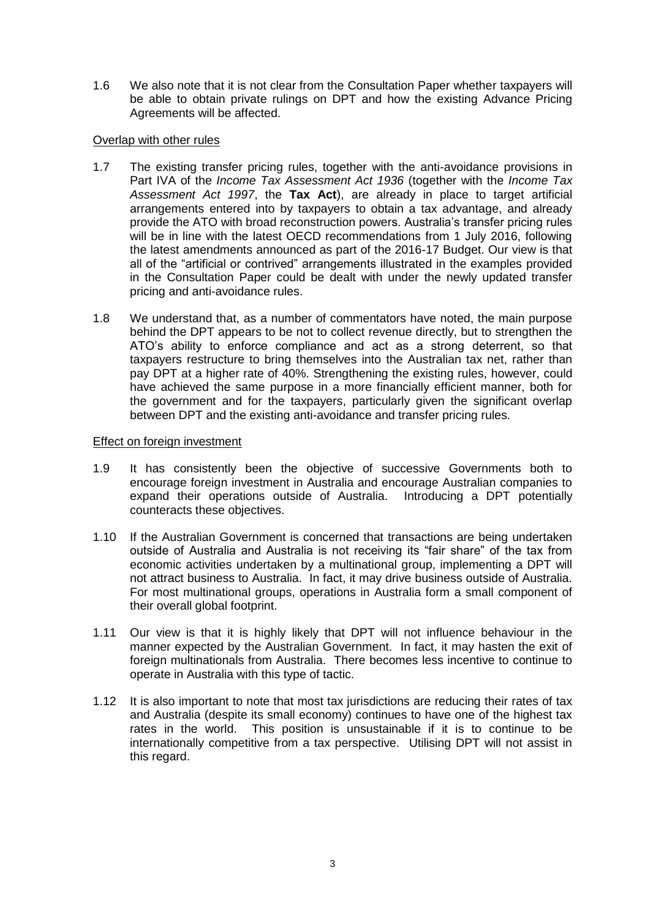1.6 We also note that it is not clear from the Consultation Paper whether taxpayers will be able to obtain private rulings on DPT and how the existing Advance Pricing Agreements will be affected.

<u>Overlap with other rules</u>

1.7 The existing transfer pricing rules, together with the anti-avoidance provisions in Part IVA of the *Income Tax Assessment Act 1936* (together with the *Income Tax Assessment Act 1997*, the **Tax Act**), are already in place to target artificial arrangements entered into by taxpayers to obtain a tax advantage, and already provide the ATO with broad reconstruction powers. Australia's transfer pricing rules will be in line with the latest OECD recommendations from 1 July 2016, following the latest amendments announced as part of the 2016-17 Budget. Our view is that all of the "artificial or contrived" arrangements illustrated in the examples provided in the Consultation Paper could be dealt with under the newly updated transfer pricing and anti-avoidance rules.

1.8 We understand that, as a number of commentators have noted, the main purpose behind the DPT appears to be not to collect revenue directly, but to strengthen the ATO's ability to enforce compliance and act as a strong deterrent, so that taxpayers restructure to bring themselves into the Australian tax net, rather than pay DPT at a higher rate of 40%. Strengthening the existing rules, however, could have achieved the same purpose in a more financially efficient manner, both for the government and for the taxpayers, particularly given the significant overlap between DPT and the existing anti-avoidance and transfer pricing rules.

<u>Effect on foreign investment</u>

1.9 It has consistently been the objective of successive Governments both to encourage foreign investment in Australia and encourage Australian companies to expand their operations outside of Australia. Introducing a DPT potentially counteracts these objectives.

1.10 If the Australian Government is concerned that transactions are being undertaken outside of Australia and Australia is not receiving its "fair share" of the tax from economic activities undertaken by a multinational group, implementing a DPT will not attract business to Australia. In fact, it may drive business outside of Australia. For most multinational groups, operations in Australia form a small component of their overall global footprint.

1.11 Our view is that it is highly likely that DPT will not influence behaviour in the manner expected by the Australian Government. In fact, it may hasten the exit of foreign multinationals from Australia. There becomes less incentive to continue to operate in Australia with this type of tactic.

1.12 It is also important to note that most tax jurisdictions are reducing their rates of tax and Australia (despite its small economy) continues to have one of the highest tax rates in the world. This position is unsustainable if it is to continue to be internationally competitive from a tax perspective. Utilising DPT will not assist in this regard.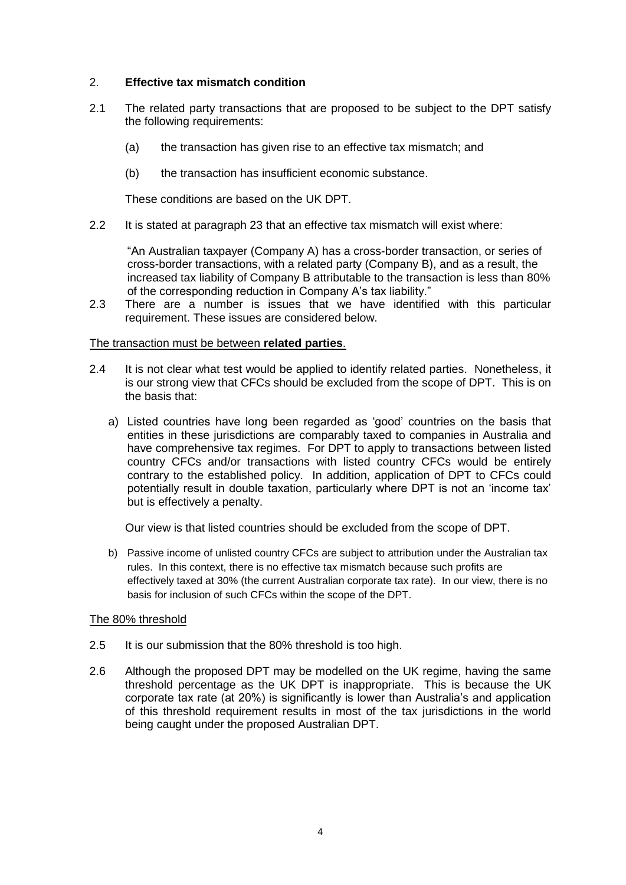## 2. **Effective tax mismatch condition**

2.1 The related party transactions that are proposed to be subject to the DPT satisfy the following requirements:

(a) the transaction has given rise to an effective tax mismatch; and

(b) the transaction has insufficient economic substance.

These conditions are based on the UK DPT.

2.2 It is stated at paragraph 23 that an effective tax mismatch will exist where:

> "An Australian taxpayer (Company A) has a cross-border transaction, or series of cross-border transactions, with a related party (Company B), and as a result, the increased tax liability of Company B attributable to the transaction is less than 80% of the corresponding reduction in Company A's tax liability."

2.3 There are a number is issues that we have identified with this particular requirement. These issues are considered below.

<u>The transaction must be between **related parties**.</u>

2.4 It is not clear what test would be applied to identify related parties. Nonetheless, it is our strong view that CFCs should be excluded from the scope of DPT. This is on the basis that:

a) Listed countries have long been regarded as 'good' countries on the basis that entities in these jurisdictions are comparably taxed to companies in Australia and have comprehensive tax regimes. For DPT to apply to transactions between listed country CFCs and/or transactions with listed country CFCs would be entirely contrary to the established policy. In addition, application of DPT to CFCs could potentially result in double taxation, particularly where DPT is not an 'income tax' but is effectively a penalty.

   Our view is that listed countries should be excluded from the scope of DPT.

b) Passive income of unlisted country CFCs are subject to attribution under the Australian tax rules. In this context, there is no effective tax mismatch because such profits are effectively taxed at 30% (the current Australian corporate tax rate). In our view, there is no basis for inclusion of such CFCs within the scope of the DPT.

<u>The 80% threshold</u>

2.5 It is our submission that the 80% threshold is too high.

2.6 Although the proposed DPT may be modelled on the UK regime, having the same threshold percentage as the UK DPT is inappropriate. This is because the UK corporate tax rate (at 20%) is significantly is lower than Australia's and application of this threshold requirement results in most of the tax jurisdictions in the world being caught under the proposed Australian DPT.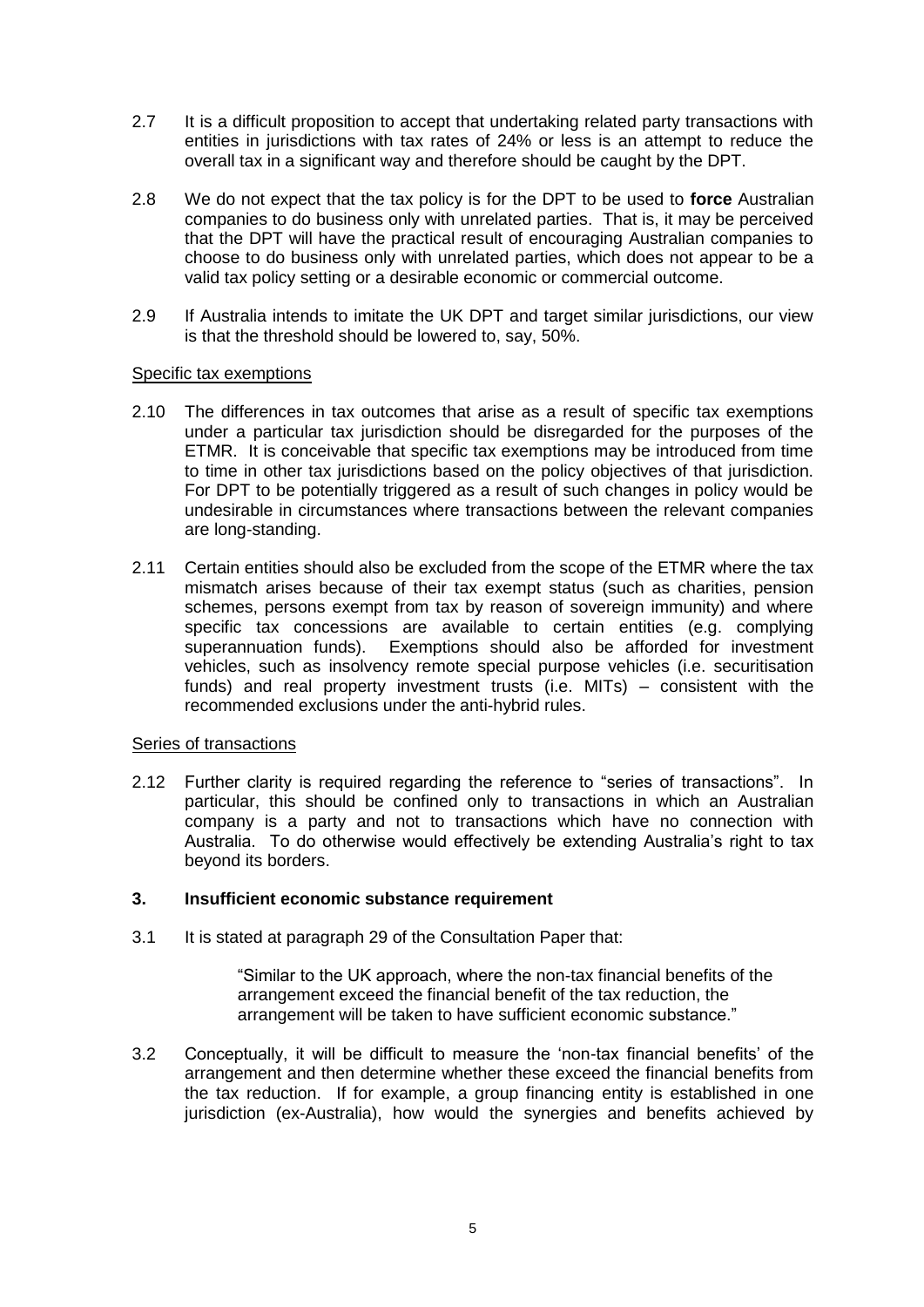2.7 It is a difficult proposition to accept that undertaking related party transactions with entities in jurisdictions with tax rates of 24% or less is an attempt to reduce the overall tax in a significant way and therefore should be caught by the DPT.

2.8 We do not expect that the tax policy is for the DPT to be used to **force** Australian companies to do business only with unrelated parties. That is, it may be perceived that the DPT will have the practical result of encouraging Australian companies to choose to do business only with unrelated parties, which does not appear to be a valid tax policy setting or a desirable economic or commercial outcome.

2.9 If Australia intends to imitate the UK DPT and target similar jurisdictions, our view is that the threshold should be lowered to, say, 50%.

Specific tax exemptions

2.10 The differences in tax outcomes that arise as a result of specific tax exemptions under a particular tax jurisdiction should be disregarded for the purposes of the ETMR. It is conceivable that specific tax exemptions may be introduced from time to time in other tax jurisdictions based on the policy objectives of that jurisdiction. For DPT to be potentially triggered as a result of such changes in policy would be undesirable in circumstances where transactions between the relevant companies are long-standing.

2.11 Certain entities should also be excluded from the scope of the ETMR where the tax mismatch arises because of their tax exempt status (such as charities, pension schemes, persons exempt from tax by reason of sovereign immunity) and where specific tax concessions are available to certain entities (e.g. complying superannuation funds). Exemptions should also be afforded for investment vehicles, such as insolvency remote special purpose vehicles (i.e. securitisation funds) and real property investment trusts (i.e. MITs) – consistent with the recommended exclusions under the anti-hybrid rules.

Series of transactions

2.12 Further clarity is required regarding the reference to "series of transactions". In particular, this should be confined only to transactions in which an Australian company is a party and not to transactions which have no connection with Australia. To do otherwise would effectively be extending Australia's right to tax beyond its borders.

### 3. Insufficient economic substance requirement

3.1 It is stated at paragraph 29 of the Consultation Paper that:

> "Similar to the UK approach, where the non-tax financial benefits of the arrangement exceed the financial benefit of the tax reduction, the arrangement will be taken to have sufficient economic substance."

3.2 Conceptually, it will be difficult to measure the 'non-tax financial benefits' of the arrangement and then determine whether these exceed the financial benefits from the tax reduction. If for example, a group financing entity is established in one jurisdiction (ex-Australia), how would the synergies and benefits achieved by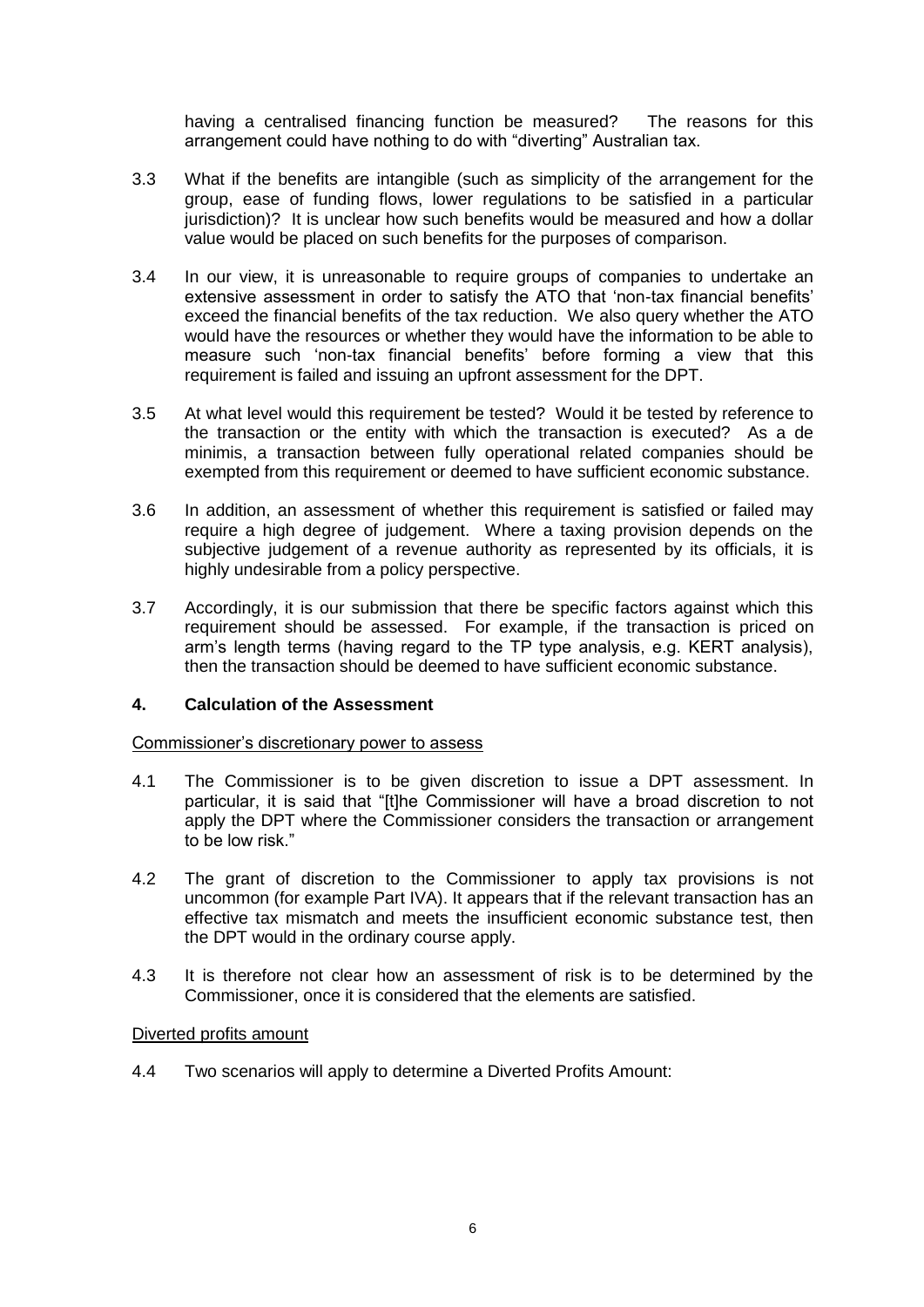having a centralised financing function be measured? The reasons for this arrangement could have nothing to do with "diverting" Australian tax.

3.3 What if the benefits are intangible (such as simplicity of the arrangement for the group, ease of funding flows, lower regulations to be satisfied in a particular jurisdiction)? It is unclear how such benefits would be measured and how a dollar value would be placed on such benefits for the purposes of comparison.

3.4 In our view, it is unreasonable to require groups of companies to undertake an extensive assessment in order to satisfy the ATO that 'non-tax financial benefits' exceed the financial benefits of the tax reduction. We also query whether the ATO would have the resources or whether they would have the information to be able to measure such 'non-tax financial benefits' before forming a view that this requirement is failed and issuing an upfront assessment for the DPT.

3.5 At what level would this requirement be tested? Would it be tested by reference to the transaction or the entity with which the transaction is executed? As a de minimis, a transaction between fully operational related companies should be exempted from this requirement or deemed to have sufficient economic substance.

3.6 In addition, an assessment of whether this requirement is satisfied or failed may require a high degree of judgement. Where a taxing provision depends on the subjective judgement of a revenue authority as represented by its officials, it is highly undesirable from a policy perspective.

3.7 Accordingly, it is our submission that there be specific factors against which this requirement should be assessed. For example, if the transaction is priced on arm's length terms (having regard to the TP type analysis, e.g. KERT analysis), then the transaction should be deemed to have sufficient economic substance.

## 4. Calculation of the Assessment

Commissioner's discretionary power to assess

4.1 The Commissioner is to be given discretion to issue a DPT assessment. In particular, it is said that "[t]he Commissioner will have a broad discretion to not apply the DPT where the Commissioner considers the transaction or arrangement to be low risk."

4.2 The grant of discretion to the Commissioner to apply tax provisions is not uncommon (for example Part IVA). It appears that if the relevant transaction has an effective tax mismatch and meets the insufficient economic substance test, then the DPT would in the ordinary course apply.

4.3 It is therefore not clear how an assessment of risk is to be determined by the Commissioner, once it is considered that the elements are satisfied.

Diverted profits amount

4.4 Two scenarios will apply to determine a Diverted Profits Amount: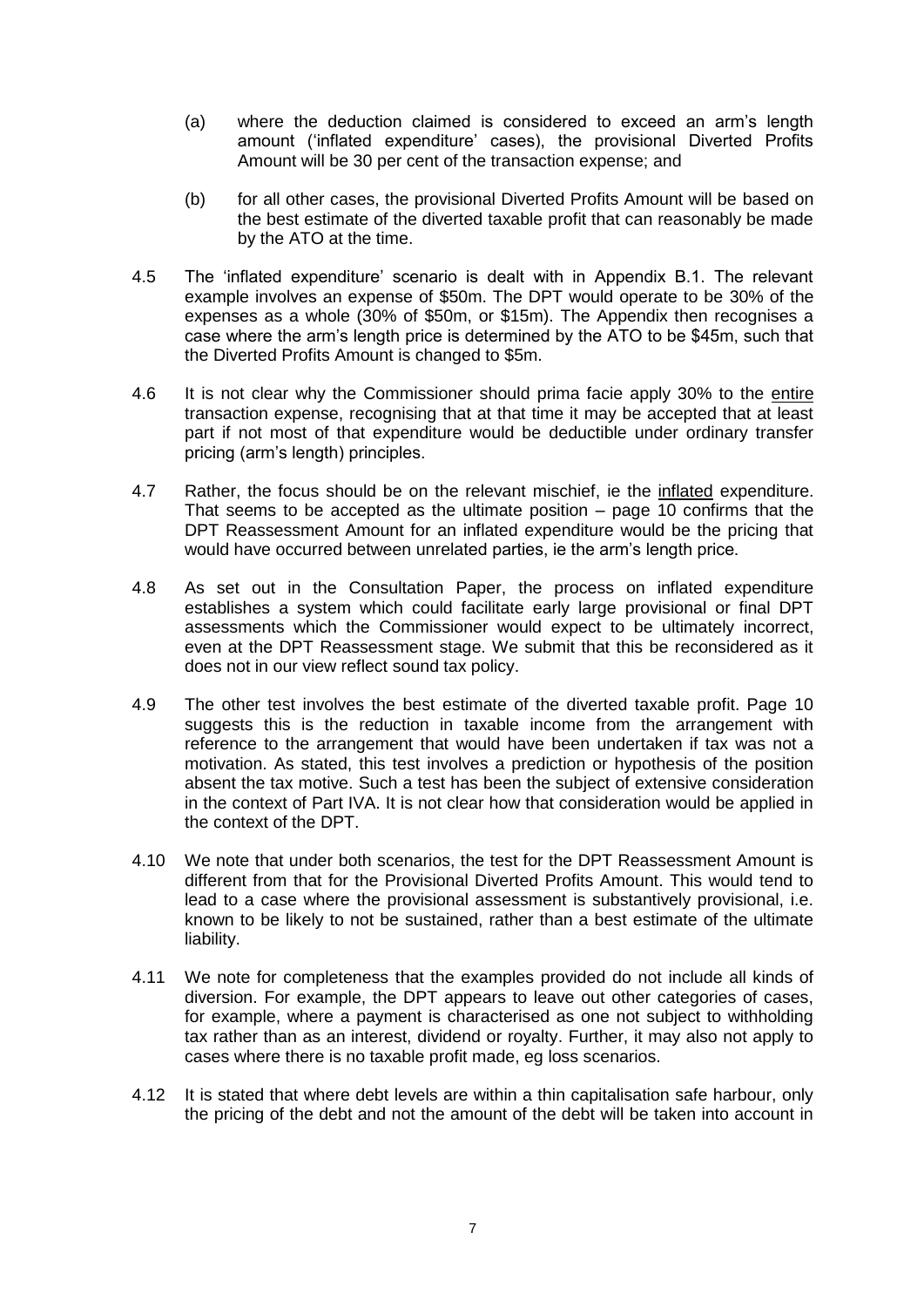(a) where the deduction claimed is considered to exceed an arm's length amount ('inflated expenditure' cases), the provisional Diverted Profits Amount will be 30 per cent of the transaction expense; and

(b) for all other cases, the provisional Diverted Profits Amount will be based on the best estimate of the diverted taxable profit that can reasonably be made by the ATO at the time.

4.5 The 'inflated expenditure' scenario is dealt with in Appendix B.1. The relevant example involves an expense of $50m. The DPT would operate to be 30% of the expenses as a whole (30% of $50m, or $15m). The Appendix then recognises a case where the arm's length price is determined by the ATO to be $45m, such that the Diverted Profits Amount is changed to $5m.

4.6 It is not clear why the Commissioner should prima facie apply 30% to the <u>entire</u> transaction expense, recognising that at that time it may be accepted that at least part if not most of that expenditure would be deductible under ordinary transfer pricing (arm's length) principles.

4.7 Rather, the focus should be on the relevant mischief, ie the <u>inflated</u> expenditure. That seems to be accepted as the ultimate position – page 10 confirms that the DPT Reassessment Amount for an inflated expenditure would be the pricing that would have occurred between unrelated parties, ie the arm's length price.

4.8 As set out in the Consultation Paper, the process on inflated expenditure establishes a system which could facilitate early large provisional or final DPT assessments which the Commissioner would expect to be ultimately incorrect, even at the DPT Reassessment stage. We submit that this be reconsidered as it does not in our view reflect sound tax policy.

4.9 The other test involves the best estimate of the diverted taxable profit. Page 10 suggests this is the reduction in taxable income from the arrangement with reference to the arrangement that would have been undertaken if tax was not a motivation. As stated, this test involves a prediction or hypothesis of the position absent the tax motive. Such a test has been the subject of extensive consideration in the context of Part IVA. It is not clear how that consideration would be applied in the context of the DPT.

4.10 We note that under both scenarios, the test for the DPT Reassessment Amount is different from that for the Provisional Diverted Profits Amount. This would tend to lead to a case where the provisional assessment is substantively provisional, i.e. known to be likely to not be sustained, rather than a best estimate of the ultimate liability.

4.11 We note for completeness that the examples provided do not include all kinds of diversion. For example, the DPT appears to leave out other categories of cases, for example, where a payment is characterised as one not subject to withholding tax rather than as an interest, dividend or royalty. Further, it may also not apply to cases where there is no taxable profit made, eg loss scenarios.

4.12 It is stated that where debt levels are within a thin capitalisation safe harbour, only the pricing of the debt and not the amount of the debt will be taken into account in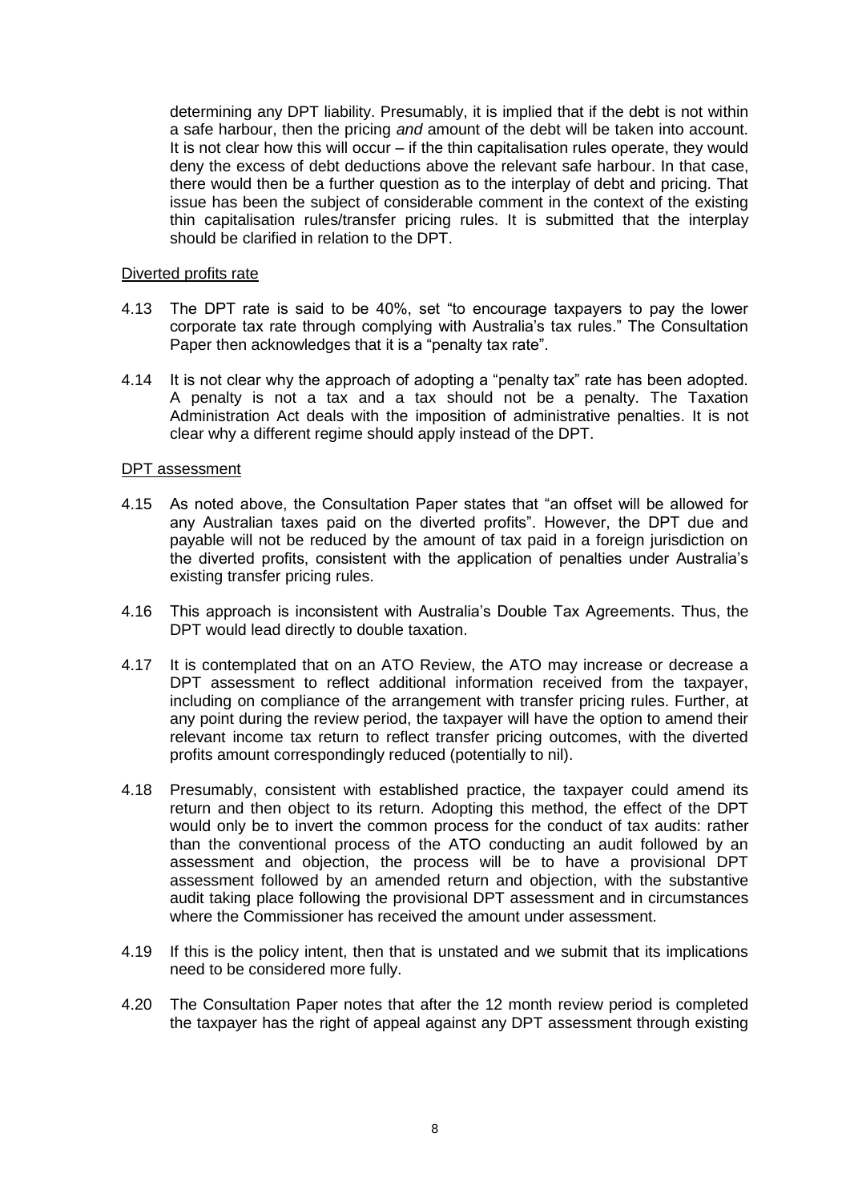determining any DPT liability. Presumably, it is implied that if the debt is not within a safe harbour, then the pricing *and* amount of the debt will be taken into account. It is not clear how this will occur – if the thin capitalisation rules operate, they would deny the excess of debt deductions above the relevant safe harbour. In that case, there would then be a further question as to the interplay of debt and pricing. That issue has been the subject of considerable comment in the context of the existing thin capitalisation rules/transfer pricing rules. It is submitted that the interplay should be clarified in relation to the DPT.

<u>Diverted profits rate</u>

4.13 The DPT rate is said to be 40%, set "to encourage taxpayers to pay the lower corporate tax rate through complying with Australia's tax rules." The Consultation Paper then acknowledges that it is a "penalty tax rate".

4.14 It is not clear why the approach of adopting a "penalty tax" rate has been adopted. A penalty is not a tax and a tax should not be a penalty. The Taxation Administration Act deals with the imposition of administrative penalties. It is not clear why a different regime should apply instead of the DPT.

<u>DPT assessment</u>

4.15 As noted above, the Consultation Paper states that "an offset will be allowed for any Australian taxes paid on the diverted profits". However, the DPT due and payable will not be reduced by the amount of tax paid in a foreign jurisdiction on the diverted profits, consistent with the application of penalties under Australia's existing transfer pricing rules.

4.16 This approach is inconsistent with Australia's Double Tax Agreements. Thus, the DPT would lead directly to double taxation.

4.17 It is contemplated that on an ATO Review, the ATO may increase or decrease a DPT assessment to reflect additional information received from the taxpayer, including on compliance of the arrangement with transfer pricing rules. Further, at any point during the review period, the taxpayer will have the option to amend their relevant income tax return to reflect transfer pricing outcomes, with the diverted profits amount correspondingly reduced (potentially to nil).

4.18 Presumably, consistent with established practice, the taxpayer could amend its return and then object to its return. Adopting this method, the effect of the DPT would only be to invert the common process for the conduct of tax audits: rather than the conventional process of the ATO conducting an audit followed by an assessment and objection, the process will be to have a provisional DPT assessment followed by an amended return and objection, with the substantive audit taking place following the provisional DPT assessment and in circumstances where the Commissioner has received the amount under assessment.

4.19 If this is the policy intent, then that is unstated and we submit that its implications need to be considered more fully.

4.20 The Consultation Paper notes that after the 12 month review period is completed the taxpayer has the right of appeal against any DPT assessment through existing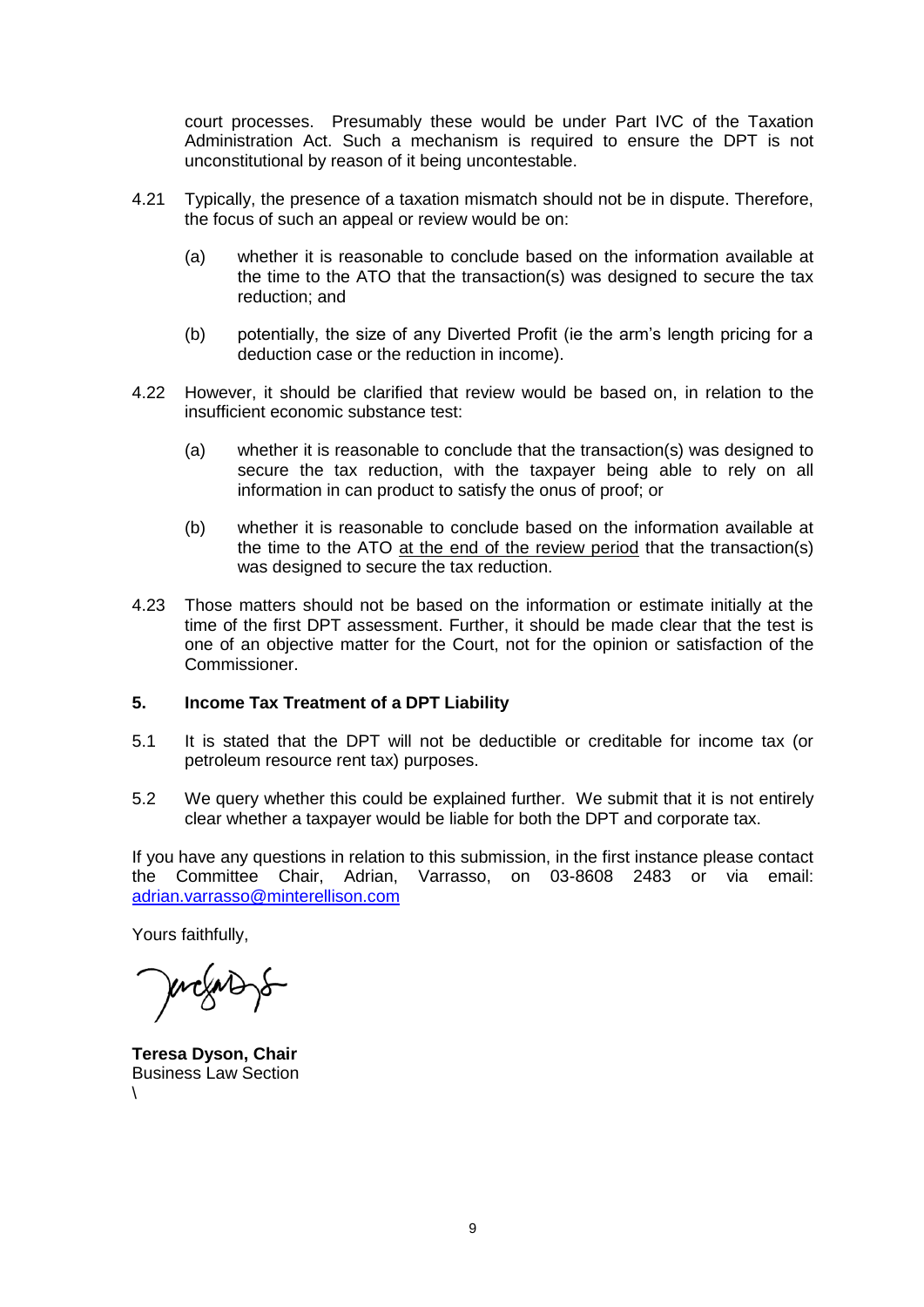court processes. Presumably these would be under Part IVC of the Taxation Administration Act. Such a mechanism is required to ensure the DPT is not unconstitutional by reason of it being uncontestable.

4.21 Typically, the presence of a taxation mismatch should not be in dispute. Therefore, the focus of such an appeal or review would be on:

(a) whether it is reasonable to conclude based on the information available at the time to the ATO that the transaction(s) was designed to secure the tax reduction; and

(b) potentially, the size of any Diverted Profit (ie the arm's length pricing for a deduction case or the reduction in income).

4.22 However, it should be clarified that review would be based on, in relation to the insufficient economic substance test:

(a) whether it is reasonable to conclude that the transaction(s) was designed to secure the tax reduction, with the taxpayer being able to rely on all information in can product to satisfy the onus of proof; or

(b) whether it is reasonable to conclude based on the information available at the time to the ATO <u>at the end of the review period</u> that the transaction(s) was designed to secure the tax reduction.

4.23 Those matters should not be based on the information or estimate initially at the time of the first DPT assessment. Further, it should be made clear that the test is one of an objective matter for the Court, not for the opinion or satisfaction of the Commissioner.

## 5. Income Tax Treatment of a DPT Liability

5.1 It is stated that the DPT will not be deductible or creditable for income tax (or petroleum resource rent tax) purposes.

5.2 We query whether this could be explained further. We submit that it is not entirely clear whether a taxpayer would be liable for both the DPT and corporate tax.

If you have any questions in relation to this submission, in the first instance please contact the Committee Chair, Adrian, Varrasso, on 03-8608 2483 or via email: adrian.varrasso@minterellison.com

Yours faithfully,

**Teresa Dyson, Chair**
Business Law Section
\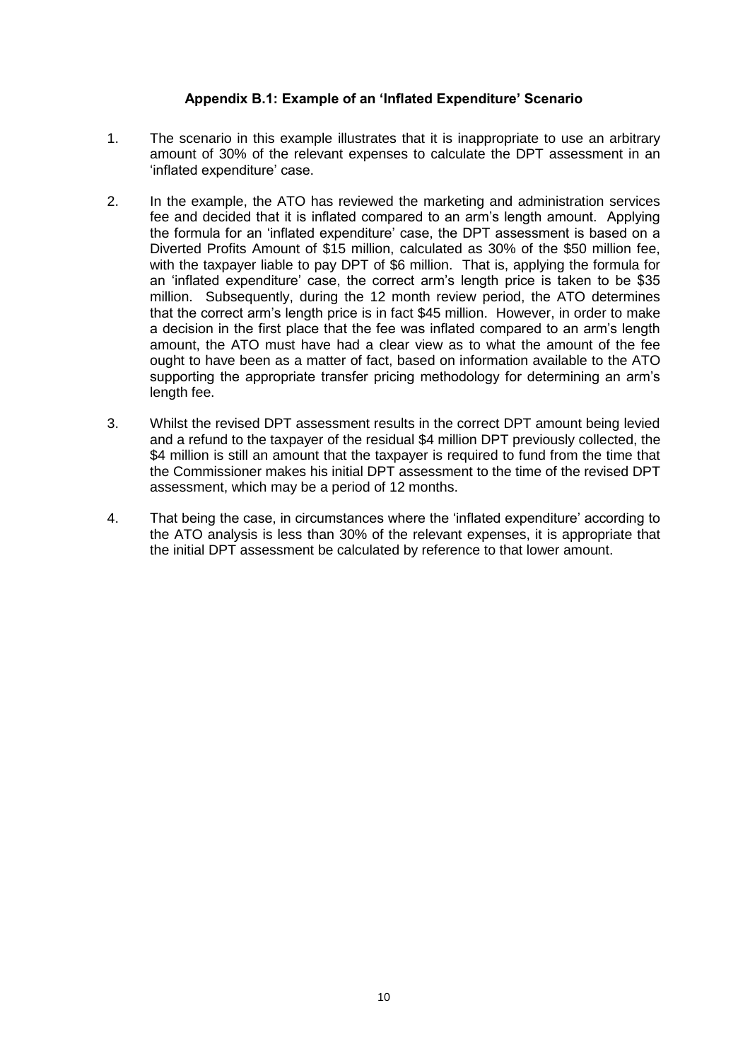### Appendix B.1: Example of an 'Inflated Expenditure' Scenario

1. The scenario in this example illustrates that it is inappropriate to use an arbitrary amount of 30% of the relevant expenses to calculate the DPT assessment in an 'inflated expenditure' case.

2. In the example, the ATO has reviewed the marketing and administration services fee and decided that it is inflated compared to an arm's length amount. Applying the formula for an 'inflated expenditure' case, the DPT assessment is based on a Diverted Profits Amount of $15 million, calculated as 30% of the $50 million fee, with the taxpayer liable to pay DPT of $6 million. That is, applying the formula for an 'inflated expenditure' case, the correct arm's length price is taken to be $35 million. Subsequently, during the 12 month review period, the ATO determines that the correct arm's length price is in fact $45 million. However, in order to make a decision in the first place that the fee was inflated compared to an arm's length amount, the ATO must have had a clear view as to what the amount of the fee ought to have been as a matter of fact, based on information available to the ATO supporting the appropriate transfer pricing methodology for determining an arm's length fee.

3. Whilst the revised DPT assessment results in the correct DPT amount being levied and a refund to the taxpayer of the residual $4 million DPT previously collected, the $4 million is still an amount that the taxpayer is required to fund from the time that the Commissioner makes his initial DPT assessment to the time of the revised DPT assessment, which may be a period of 12 months.

4. That being the case, in circumstances where the 'inflated expenditure' according to the ATO analysis is less than 30% of the relevant expenses, it is appropriate that the initial DPT assessment be calculated by reference to that lower amount.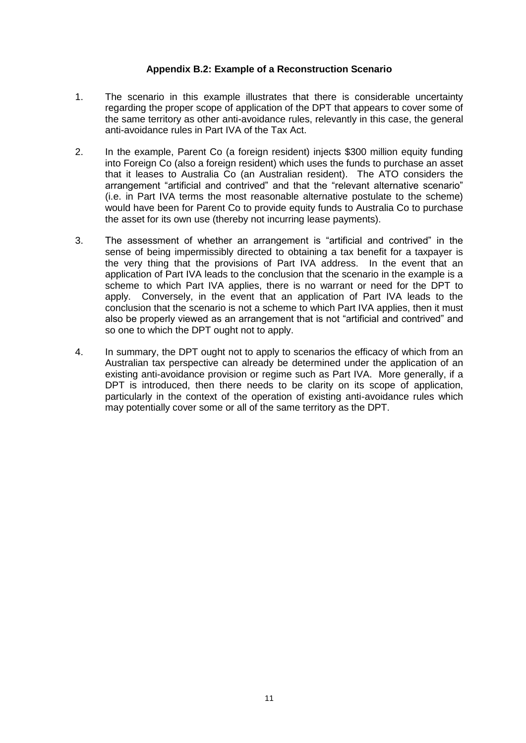### Appendix B.2: Example of a Reconstruction Scenario

1. The scenario in this example illustrates that there is considerable uncertainty regarding the proper scope of application of the DPT that appears to cover some of the same territory as other anti-avoidance rules, relevantly in this case, the general anti-avoidance rules in Part IVA of the Tax Act.

2. In the example, Parent Co (a foreign resident) injects $300 million equity funding into Foreign Co (also a foreign resident) which uses the funds to purchase an asset that it leases to Australia Co (an Australian resident). The ATO considers the arrangement "artificial and contrived" and that the "relevant alternative scenario" (i.e. in Part IVA terms the most reasonable alternative postulate to the scheme) would have been for Parent Co to provide equity funds to Australia Co to purchase the asset for its own use (thereby not incurring lease payments).

3. The assessment of whether an arrangement is "artificial and contrived" in the sense of being impermissibly directed to obtaining a tax benefit for a taxpayer is the very thing that the provisions of Part IVA address. In the event that an application of Part IVA leads to the conclusion that the scenario in the example is a scheme to which Part IVA applies, there is no warrant or need for the DPT to apply. Conversely, in the event that an application of Part IVA leads to the conclusion that the scenario is not a scheme to which Part IVA applies, then it must also be properly viewed as an arrangement that is not "artificial and contrived" and so one to which the DPT ought not to apply.

4. In summary, the DPT ought not to apply to scenarios the efficacy of which from an Australian tax perspective can already be determined under the application of an existing anti-avoidance provision or regime such as Part IVA. More generally, if a DPT is introduced, then there needs to be clarity on its scope of application, particularly in the context of the operation of existing anti-avoidance rules which may potentially cover some or all of the same territory as the DPT.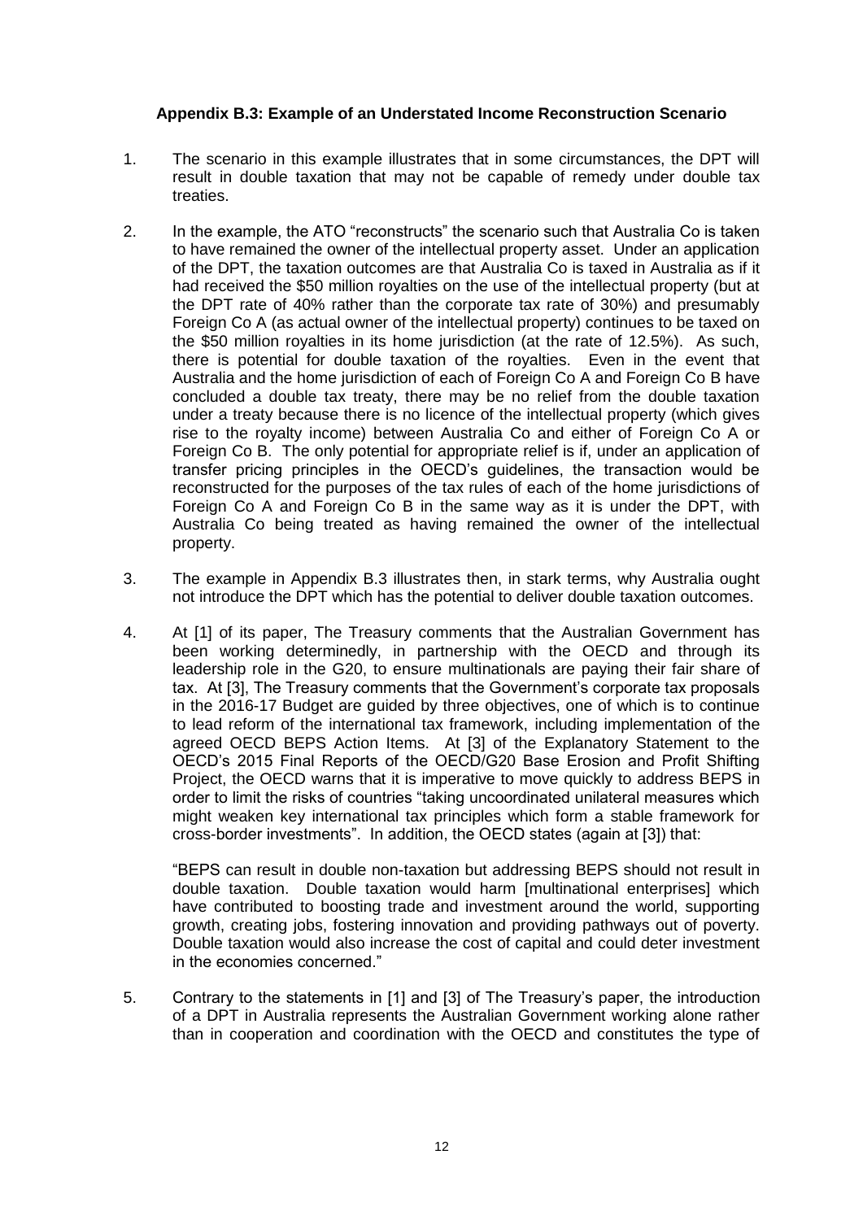### Appendix B.3: Example of an Understated Income Reconstruction Scenario

1. The scenario in this example illustrates that in some circumstances, the DPT will result in double taxation that may not be capable of remedy under double tax treaties.

2. In the example, the ATO "reconstructs" the scenario such that Australia Co is taken to have remained the owner of the intellectual property asset. Under an application of the DPT, the taxation outcomes are that Australia Co is taxed in Australia as if it had received the $50 million royalties on the use of the intellectual property (but at the DPT rate of 40% rather than the corporate tax rate of 30%) and presumably Foreign Co A (as actual owner of the intellectual property) continues to be taxed on the $50 million royalties in its home jurisdiction (at the rate of 12.5%). As such, there is potential for double taxation of the royalties. Even in the event that Australia and the home jurisdiction of each of Foreign Co A and Foreign Co B have concluded a double tax treaty, there may be no relief from the double taxation under a treaty because there is no licence of the intellectual property (which gives rise to the royalty income) between Australia Co and either of Foreign Co A or Foreign Co B. The only potential for appropriate relief is if, under an application of transfer pricing principles in the OECD's guidelines, the transaction would be reconstructed for the purposes of the tax rules of each of the home jurisdictions of Foreign Co A and Foreign Co B in the same way as it is under the DPT, with Australia Co being treated as having remained the owner of the intellectual property.

3. The example in Appendix B.3 illustrates then, in stark terms, why Australia ought not introduce the DPT which has the potential to deliver double taxation outcomes.

4. At [1] of its paper, The Treasury comments that the Australian Government has been working determinedly, in partnership with the OECD and through its leadership role in the G20, to ensure multinationals are paying their fair share of tax. At [3], The Treasury comments that the Government's corporate tax proposals in the 2016-17 Budget are guided by three objectives, one of which is to continue to lead reform of the international tax framework, including implementation of the agreed OECD BEPS Action Items. At [3] of the Explanatory Statement to the OECD's 2015 Final Reports of the OECD/G20 Base Erosion and Profit Shifting Project, the OECD warns that it is imperative to move quickly to address BEPS in order to limit the risks of countries "taking uncoordinated unilateral measures which might weaken key international tax principles which form a stable framework for cross-border investments". In addition, the OECD states (again at [3]) that:

   "BEPS can result in double non-taxation but addressing BEPS should not result in double taxation. Double taxation would harm [multinational enterprises] which have contributed to boosting trade and investment around the world, supporting growth, creating jobs, fostering innovation and providing pathways out of poverty. Double taxation would also increase the cost of capital and could deter investment in the economies concerned."

5. Contrary to the statements in [1] and [3] of The Treasury's paper, the introduction of a DPT in Australia represents the Australian Government working alone rather than in cooperation and coordination with the OECD and constitutes the type of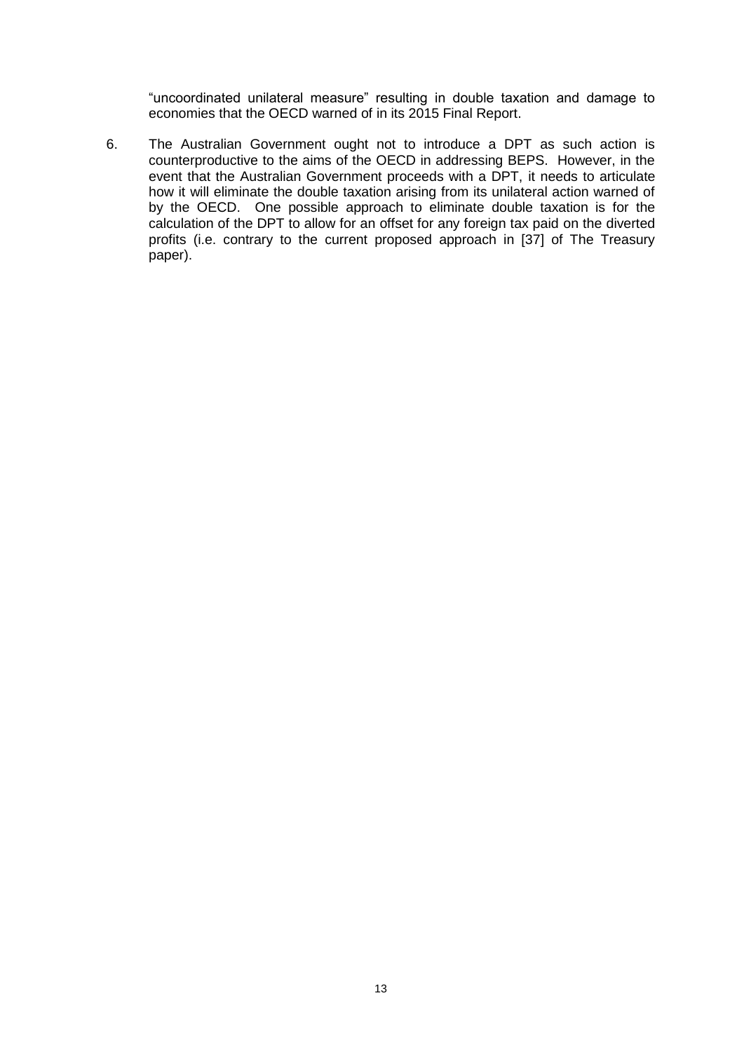"uncoordinated unilateral measure" resulting in double taxation and damage to economies that the OECD warned of in its 2015 Final Report.

6. The Australian Government ought not to introduce a DPT as such action is counterproductive to the aims of the OECD in addressing BEPS. However, in the event that the Australian Government proceeds with a DPT, it needs to articulate how it will eliminate the double taxation arising from its unilateral action warned of by the OECD. One possible approach to eliminate double taxation is for the calculation of the DPT to allow for an offset for any foreign tax paid on the diverted profits (i.e. contrary to the current proposed approach in [37] of The Treasury paper).